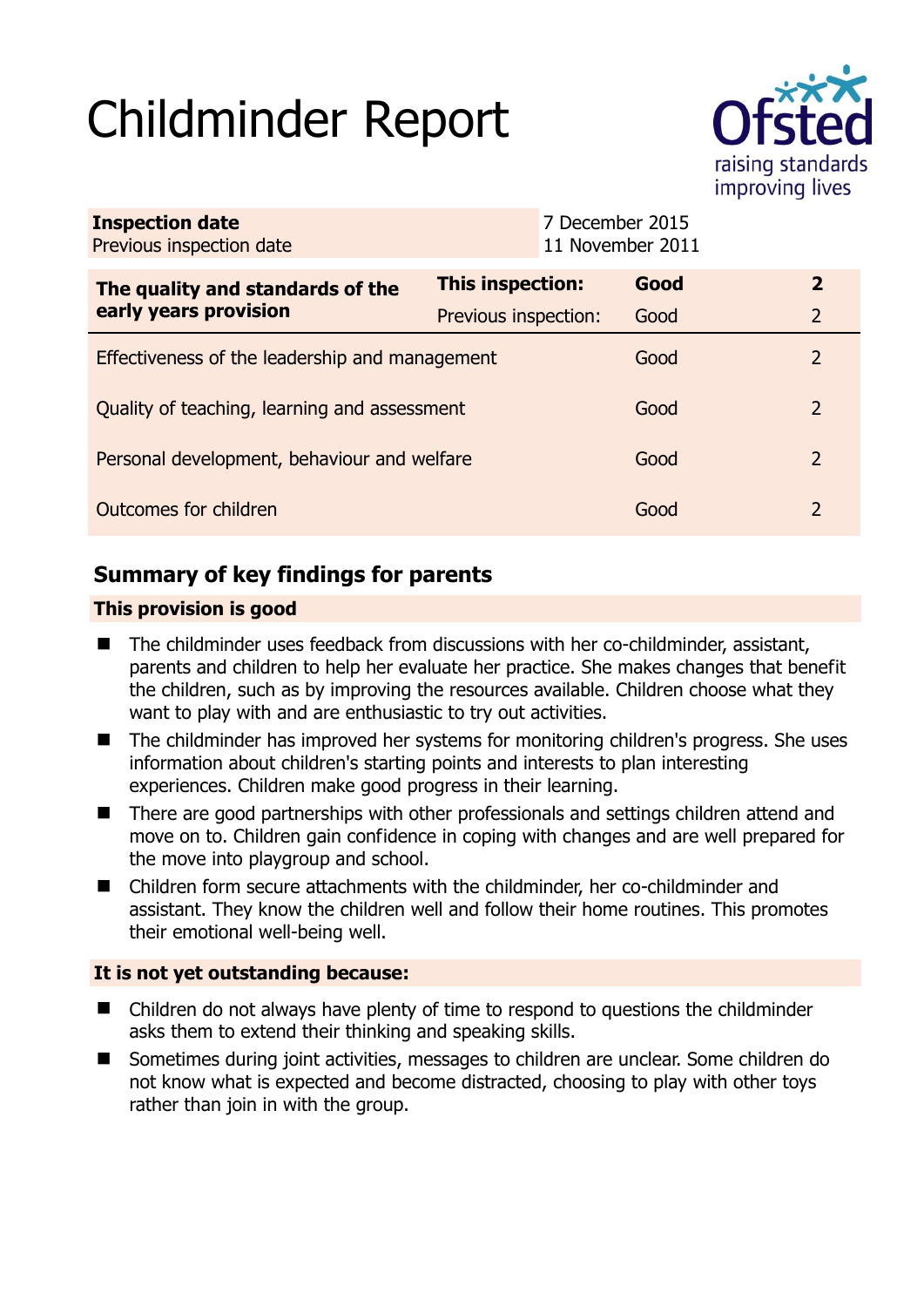# Childminder Report

Ofsted
raising standards
improving lives

| **Inspection date** | 7 December 2015 |
| --- | --- |
| Previous inspection date | 11 November 2011 |

| **The quality and standards of the early years provision** | **This inspection:** | **Good** | **2** |
| --- | --- | --- | --- |
| | Previous inspection: | Good | 2 |
| Effectiveness of the leadership and management | | Good | 2 |
| Quality of teaching, learning and assessment | | Good | 2 |
| Personal development, behaviour and welfare | | Good | 2 |
| Outcomes for children | | Good | 2 |

## Summary of key findings for parents

**This provision is good**

- The childminder uses feedback from discussions with her co-childminder, assistant, parents and children to help her evaluate her practice. She makes changes that benefit the children, such as by improving the resources available. Children choose what they want to play with and are enthusiastic to try out activities.
- The childminder has improved her systems for monitoring children's progress. She uses information about children's starting points and interests to plan interesting experiences. Children make good progress in their learning.
- There are good partnerships with other professionals and settings children attend and move on to. Children gain confidence in coping with changes and are well prepared for the move into playgroup and school.
- Children form secure attachments with the childminder, her co-childminder and assistant. They know the children well and follow their home routines. This promotes their emotional well-being well.

**It is not yet outstanding because:**

- Children do not always have plenty of time to respond to questions the childminder asks them to extend their thinking and speaking skills.
- Sometimes during joint activities, messages to children are unclear. Some children do not know what is expected and become distracted, choosing to play with other toys rather than join in with the group.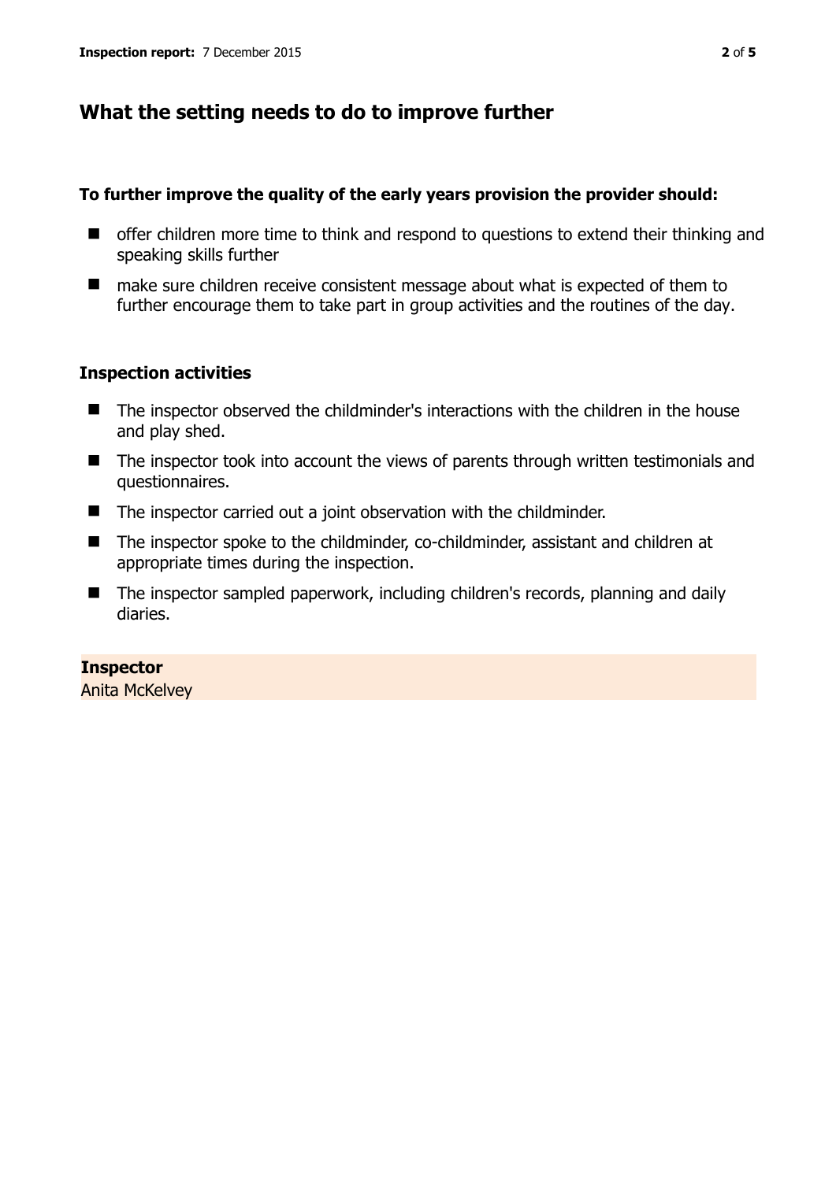## What the setting needs to do to improve further

**To further improve the quality of the early years provision the provider should:**

- offer children more time to think and respond to questions to extend their thinking and speaking skills further
- make sure children receive consistent message about what is expected of them to further encourage them to take part in group activities and the routines of the day.

### Inspection activities

- The inspector observed the childminder's interactions with the children in the house and play shed.
- The inspector took into account the views of parents through written testimonials and questionnaires.
- The inspector carried out a joint observation with the childminder.
- The inspector spoke to the childminder, co-childminder, assistant and children at appropriate times during the inspection.
- The inspector sampled paperwork, including children's records, planning and daily diaries.

**Inspector**
Anita McKelvey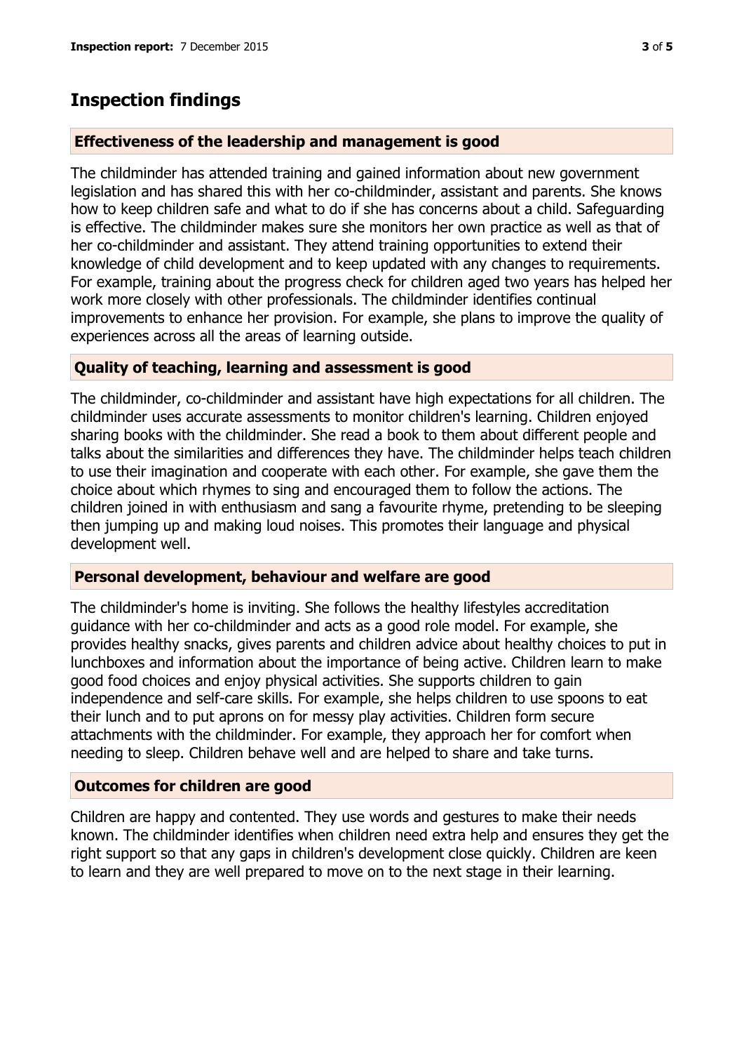# Inspection findings

## Effectiveness of the leadership and management is good

The childminder has attended training and gained information about new government legislation and has shared this with her co-childminder, assistant and parents. She knows how to keep children safe and what to do if she has concerns about a child. Safeguarding is effective. The childminder makes sure she monitors her own practice as well as that of her co-childminder and assistant. They attend training opportunities to extend their knowledge of child development and to keep updated with any changes to requirements. For example, training about the progress check for children aged two years has helped her work more closely with other professionals. The childminder identifies continual improvements to enhance her provision. For example, she plans to improve the quality of experiences across all the areas of learning outside.

## Quality of teaching, learning and assessment is good

The childminder, co-childminder and assistant have high expectations for all children. The childminder uses accurate assessments to monitor children's learning. Children enjoyed sharing books with the childminder. She read a book to them about different people and talks about the similarities and differences they have. The childminder helps teach children to use their imagination and cooperate with each other. For example, she gave them the choice about which rhymes to sing and encouraged them to follow the actions. The children joined in with enthusiasm and sang a favourite rhyme, pretending to be sleeping then jumping up and making loud noises. This promotes their language and physical development well.

## Personal development, behaviour and welfare are good

The childminder's home is inviting. She follows the healthy lifestyles accreditation guidance with her co-childminder and acts as a good role model. For example, she provides healthy snacks, gives parents and children advice about healthy choices to put in lunchboxes and information about the importance of being active. Children learn to make good food choices and enjoy physical activities. She supports children to gain independence and self-care skills. For example, she helps children to use spoons to eat their lunch and to put aprons on for messy play activities. Children form secure attachments with the childminder. For example, they approach her for comfort when needing to sleep. Children behave well and are helped to share and take turns.

## Outcomes for children are good

Children are happy and contented. They use words and gestures to make their needs known. The childminder identifies when children need extra help and ensures they get the right support so that any gaps in children's development close quickly. Children are keen to learn and they are well prepared to move on to the next stage in their learning.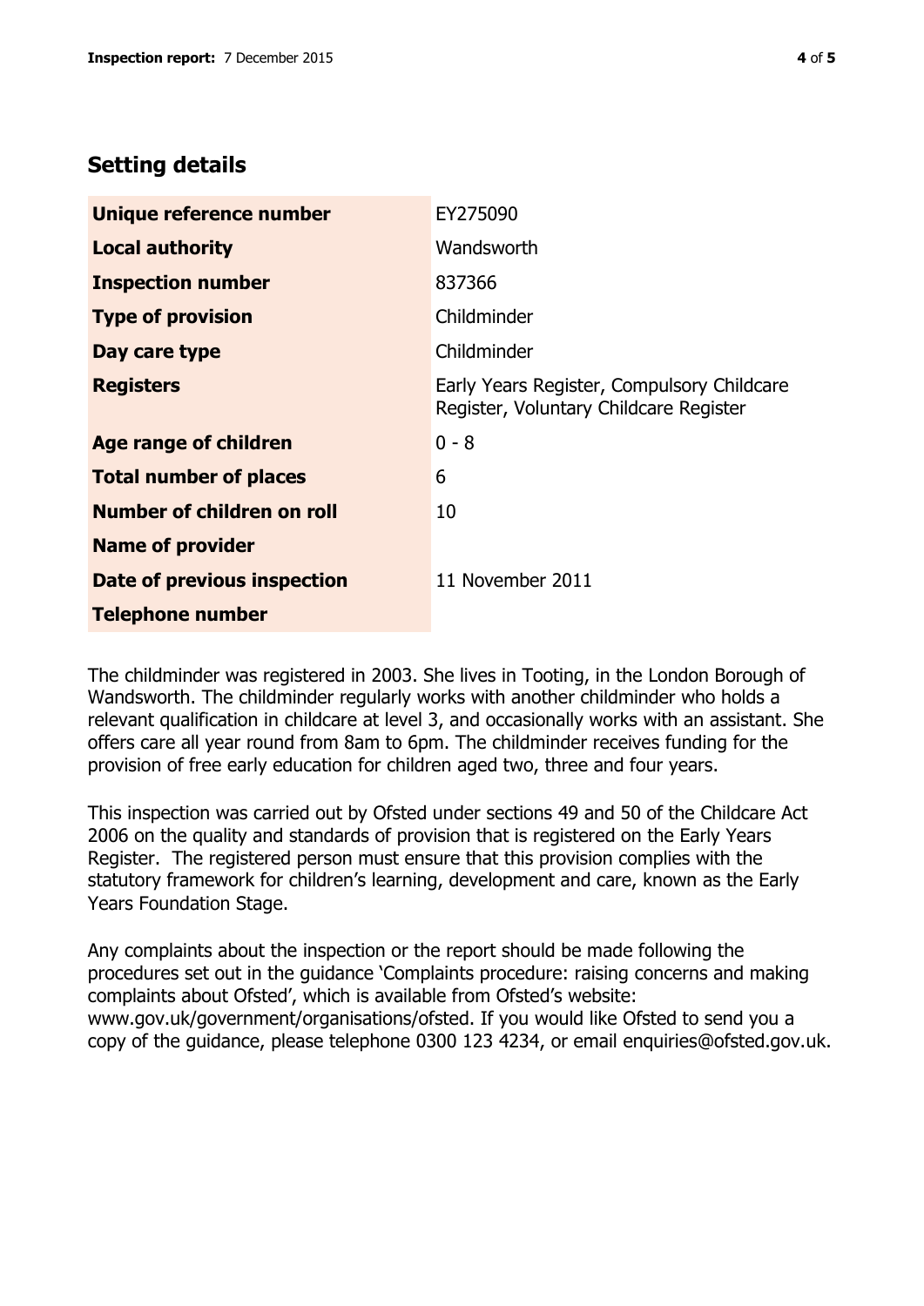## Setting details

| | |
|---|---|
| **Unique reference number** | EY275090 |
| **Local authority** | Wandsworth |
| **Inspection number** | 837366 |
| **Type of provision** | Childminder |
| **Day care type** | Childminder |
| **Registers** | Early Years Register, Compulsory Childcare Register, Voluntary Childcare Register |
| **Age range of children** | 0 - 8 |
| **Total number of places** | 6 |
| **Number of children on roll** | 10 |
| **Name of provider** | |
| **Date of previous inspection** | 11 November 2011 |
| **Telephone number** | |

The childminder was registered in 2003. She lives in Tooting, in the London Borough of Wandsworth. The childminder regularly works with another childminder who holds a relevant qualification in childcare at level 3, and occasionally works with an assistant. She offers care all year round from 8am to 6pm. The childminder receives funding for the provision of free early education for children aged two, three and four years.

This inspection was carried out by Ofsted under sections 49 and 50 of the Childcare Act 2006 on the quality and standards of provision that is registered on the Early Years Register. The registered person must ensure that this provision complies with the statutory framework for children's learning, development and care, known as the Early Years Foundation Stage.

Any complaints about the inspection or the report should be made following the procedures set out in the guidance 'Complaints procedure: raising concerns and making complaints about Ofsted', which is available from Ofsted's website: www.gov.uk/government/organisations/ofsted. If you would like Ofsted to send you a copy of the guidance, please telephone 0300 123 4234, or email enquiries@ofsted.gov.uk.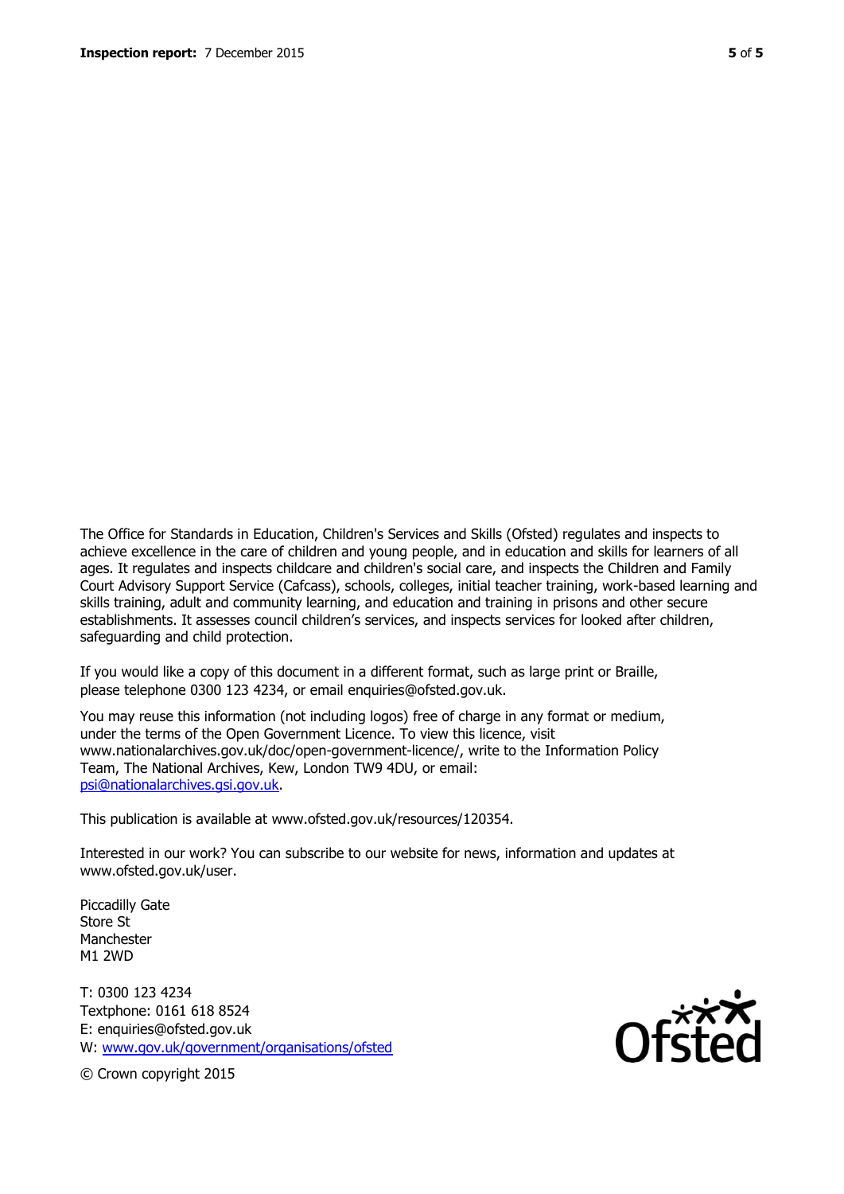The Office for Standards in Education, Children's Services and Skills (Ofsted) regulates and inspects to achieve excellence in the care of children and young people, and in education and skills for learners of all ages. It regulates and inspects childcare and children's social care, and inspects the Children and Family Court Advisory Support Service (Cafcass), schools, colleges, initial teacher training, work-based learning and skills training, adult and community learning, and education and training in prisons and other secure establishments. It assesses council children's services, and inspects services for looked after children, safeguarding and child protection.

If you would like a copy of this document in a different format, such as large print or Braille, please telephone 0300 123 4234, or email enquiries@ofsted.gov.uk.

You may reuse this information (not including logos) free of charge in any format or medium, under the terms of the Open Government Licence. To view this licence, visit www.nationalarchives.gov.uk/doc/open-government-licence/, write to the Information Policy Team, The National Archives, Kew, London TW9 4DU, or email: psi@nationalarchives.gsi.gov.uk.

This publication is available at www.ofsted.gov.uk/resources/120354.

Interested in our work? You can subscribe to our website for news, information and updates at www.ofsted.gov.uk/user.

Piccadilly Gate
Store St
Manchester
M1 2WD

T: 0300 123 4234
Textphone: 0161 618 8524
E: enquiries@ofsted.gov.uk
W: www.gov.uk/government/organisations/ofsted

© Crown copyright 2015